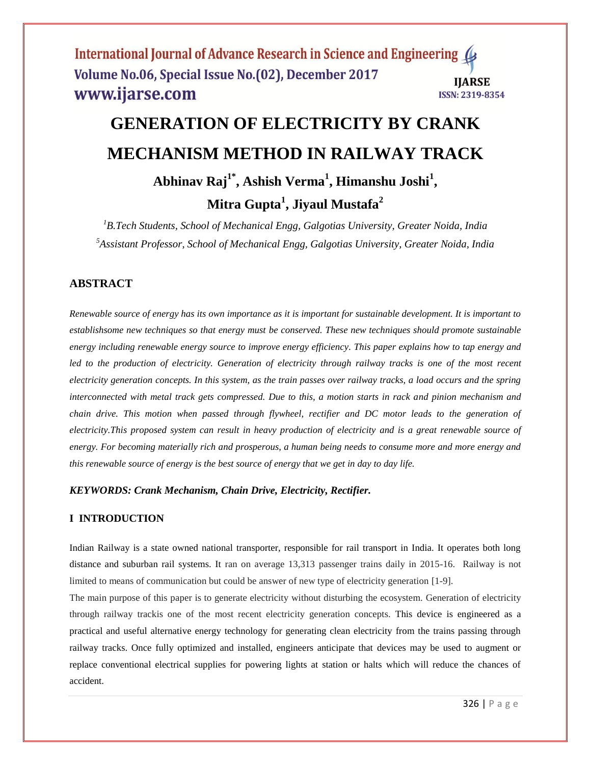# GENERATION OF ELECTRICITY BY CRANK MECHANISM METHOD IN RAILWAY TRACK

**Abhinav Raj[1*], Ashish Verma[1], Himanshu Joshi[1], Mitra Gupta[1], Jiyaul Mustafa[2]**

*[1]B.Tech Students, School of Mechanical Engg, Galgotias University, Greater Noida, India*

*[5]Assistant Professor, School of Mechanical Engg, Galgotias University, Greater Noida, India*

## ABSTRACT

*Renewable source of energy has its own importance as it is important for sustainable development. It is important to establishsome new techniques so that energy must be conserved. These new techniques should promote sustainable energy including renewable energy source to improve energy efficiency. This paper explains how to tap energy and led to the production of electricity. Generation of electricity through railway tracks is one of the most recent electricity generation concepts. In this system, as the train passes over railway tracks, a load occurs and the spring interconnected with metal track gets compressed. Due to this, a motion starts in rack and pinion mechanism and chain drive. This motion when passed through flywheel, rectifier and DC motor leads to the generation of electricity.This proposed system can result in heavy production of electricity and is a great renewable source of energy. For becoming materially rich and prosperous, a human being needs to consume more and more energy and this renewable source of energy is the best source of energy that we get in day to day life.*

***KEYWORDS: Crank Mechanism, Chain Drive, Electricity, Rectifier.***

## I INTRODUCTION

Indian Railway is a state owned national transporter, responsible for rail transport in India. It operates both long distance and suburban rail systems. It ran on average 13,313 passenger trains daily in 2015-16. Railway is not limited to means of communication but could be answer of new type of electricity generation [1-9].

The main purpose of this paper is to generate electricity without disturbing the ecosystem. Generation of electricity through railway trackis one of the most recent electricity generation concepts. This device is engineered as a practical and useful alternative energy technology for generating clean electricity from the trains passing through railway tracks. Once fully optimized and installed, engineers anticipate that devices may be used to augment or replace conventional electrical supplies for powering lights at station or halts which will reduce the chances of accident.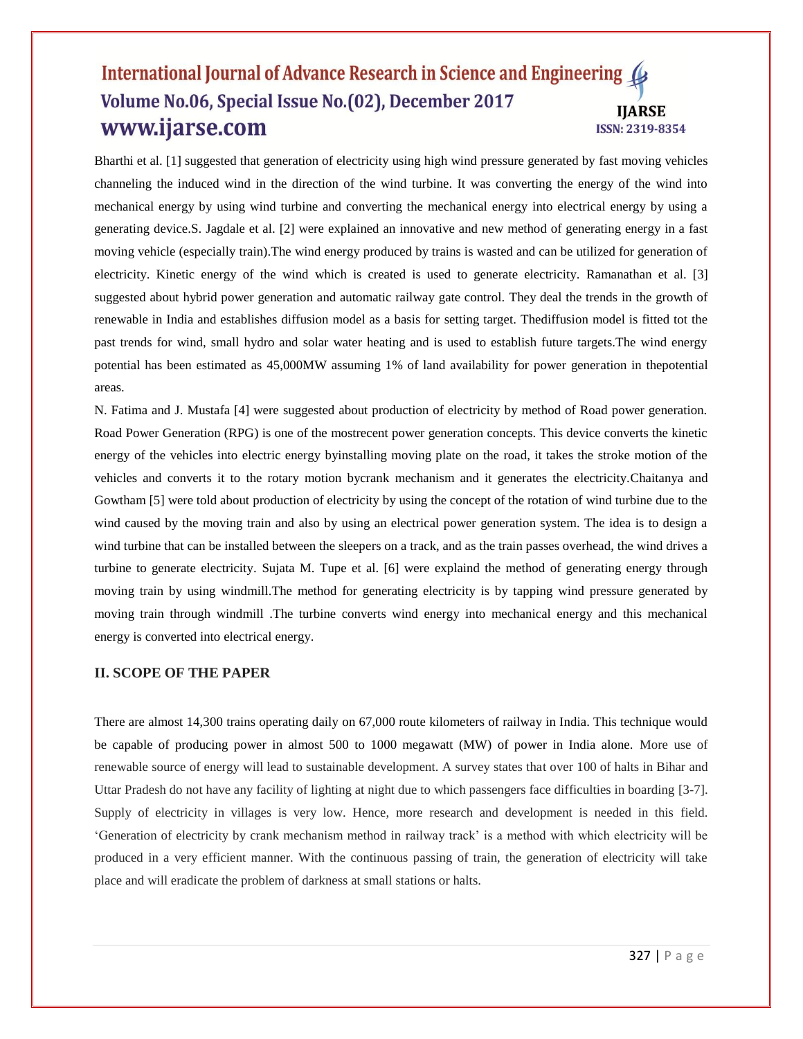Bharthi et al. [1] suggested that generation of electricity using high wind pressure generated by fast moving vehicles channeling the induced wind in the direction of the wind turbine. It was converting the energy of the wind into mechanical energy by using wind turbine and converting the mechanical energy into electrical energy by using a generating device.S. Jagdale et al. [2] were explained an innovative and new method of generating energy in a fast moving vehicle (especially train).The wind energy produced by trains is wasted and can be utilized for generation of electricity. Kinetic energy of the wind which is created is used to generate electricity. Ramanathan et al. [3] suggested about hybrid power generation and automatic railway gate control. They deal the trends in the growth of renewable in India and establishes diffusion model as a basis for setting target. Thediffusion model is fitted tot the past trends for wind, small hydro and solar water heating and is used to establish future targets.The wind energy potential has been estimated as 45,000MW assuming 1% of land availability for power generation in thepotential areas.

N. Fatima and J. Mustafa [4] were suggested about production of electricity by method of Road power generation. Road Power Generation (RPG) is one of the mostrecent power generation concepts. This device converts the kinetic energy of the vehicles into electric energy byinstalling moving plate on the road, it takes the stroke motion of the vehicles and converts it to the rotary motion bycrank mechanism and it generates the electricity.Chaitanya and Gowtham [5] were told about production of electricity by using the concept of the rotation of wind turbine due to the wind caused by the moving train and also by using an electrical power generation system. The idea is to design a wind turbine that can be installed between the sleepers on a track, and as the train passes overhead, the wind drives a turbine to generate electricity. Sujata M. Tupe et al. [6] were explaind the method of generating energy through moving train by using windmill.The method for generating electricity is by tapping wind pressure generated by moving train through windmill .The turbine converts wind energy into mechanical energy and this mechanical energy is converted into electrical energy.

## II. SCOPE OF THE PAPER

There are almost 14,300 trains operating daily on 67,000 route kilometers of railway in India. This technique would be capable of producing power in almost 500 to 1000 megawatt (MW) of power in India alone. More use of renewable source of energy will lead to sustainable development. A survey states that over 100 of halts in Bihar and Uttar Pradesh do not have any facility of lighting at night due to which passengers face difficulties in boarding [3-7]. Supply of electricity in villages is very low. Hence, more research and development is needed in this field. 'Generation of electricity by crank mechanism method in railway track' is a method with which electricity will be produced in a very efficient manner. With the continuous passing of train, the generation of electricity will take place and will eradicate the problem of darkness at small stations or halts.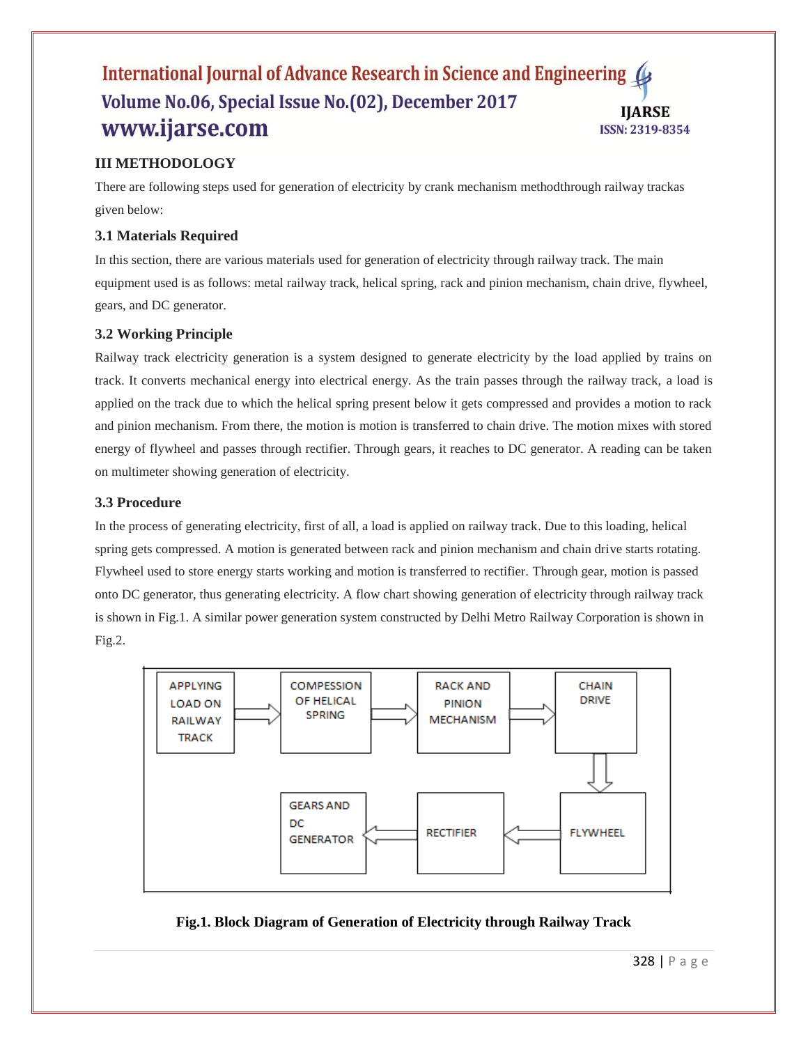## III METHODOLOGY

There are following steps used for generation of electricity by crank mechanism methodthrough railway trackas given below:

### 3.1 Materials Required

In this section, there are various materials used for generation of electricity through railway track. The main equipment used is as follows: metal railway track, helical spring, rack and pinion mechanism, chain drive, flywheel, gears, and DC generator.

### 3.2 Working Principle

Railway track electricity generation is a system designed to generate electricity by the load applied by trains on track. It converts mechanical energy into electrical energy. As the train passes through the railway track, a load is applied on the track due to which the helical spring present below it gets compressed and provides a motion to rack and pinion mechanism. From there, the motion is motion is transferred to chain drive. The motion mixes with stored energy of flywheel and passes through rectifier. Through gears, it reaches to DC generator. A reading can be taken on multimeter showing generation of electricity.

### 3.3 Procedure

In the process of generating electricity, first of all, a load is applied on railway track. Due to this loading, helical spring gets compressed. A motion is generated between rack and pinion mechanism and chain drive starts rotating. Flywheel used to store energy starts working and motion is transferred to rectifier. Through gear, motion is passed onto DC generator, thus generating electricity. A flow chart showing generation of electricity through railway track is shown in Fig.1. A similar power generation system constructed by Delhi Metro Railway Corporation is shown in Fig.2.

APPLYING LOAD ON RAILWAY TRACK → COMPESSION OF HELICAL SPRING → RACK AND PINION MECHANISM → CHAIN DRIVE → FLYWHEEL → RECTIFIER → GEARS AND DC GENERATOR

**Fig.1. Block Diagram of Generation of Electricity through Railway Track**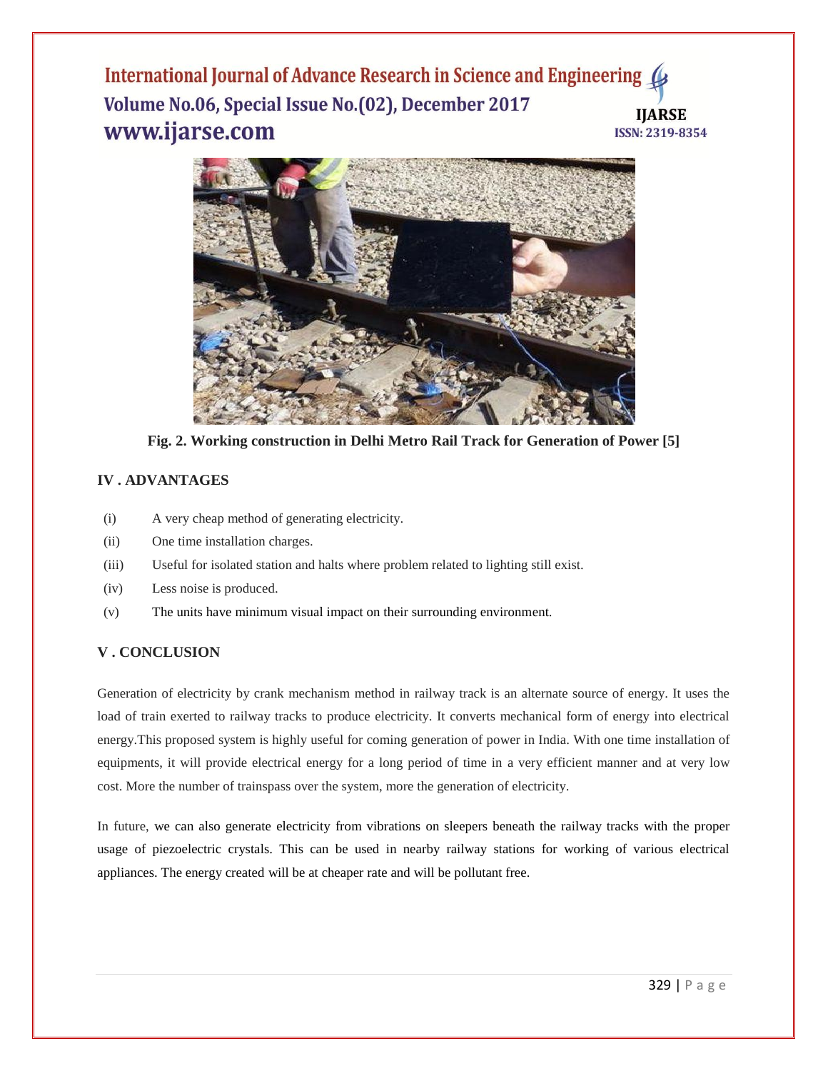**Fig. 2. Working construction in Delhi Metro Rail Track for Generation of Power [5]**

## IV . ADVANTAGES

(i) A very cheap method of generating electricity.

(ii) One time installation charges.

(iii) Useful for isolated station and halts where problem related to lighting still exist.

(iv) Less noise is produced.

(v) The units have minimum visual impact on their surrounding environment.

## V . CONCLUSION

Generation of electricity by crank mechanism method in railway track is an alternate source of energy. It uses the load of train exerted to railway tracks to produce electricity. It converts mechanical form of energy into electrical energy.This proposed system is highly useful for coming generation of power in India. With one time installation of equipments, it will provide electrical energy for a long period of time in a very efficient manner and at very low cost. More the number of trainspass over the system, more the generation of electricity.

In future, we can also generate electricity from vibrations on sleepers beneath the railway tracks with the proper usage of piezoelectric crystals. This can be used in nearby railway stations for working of various electrical appliances. The energy created will be at cheaper rate and will be pollutant free.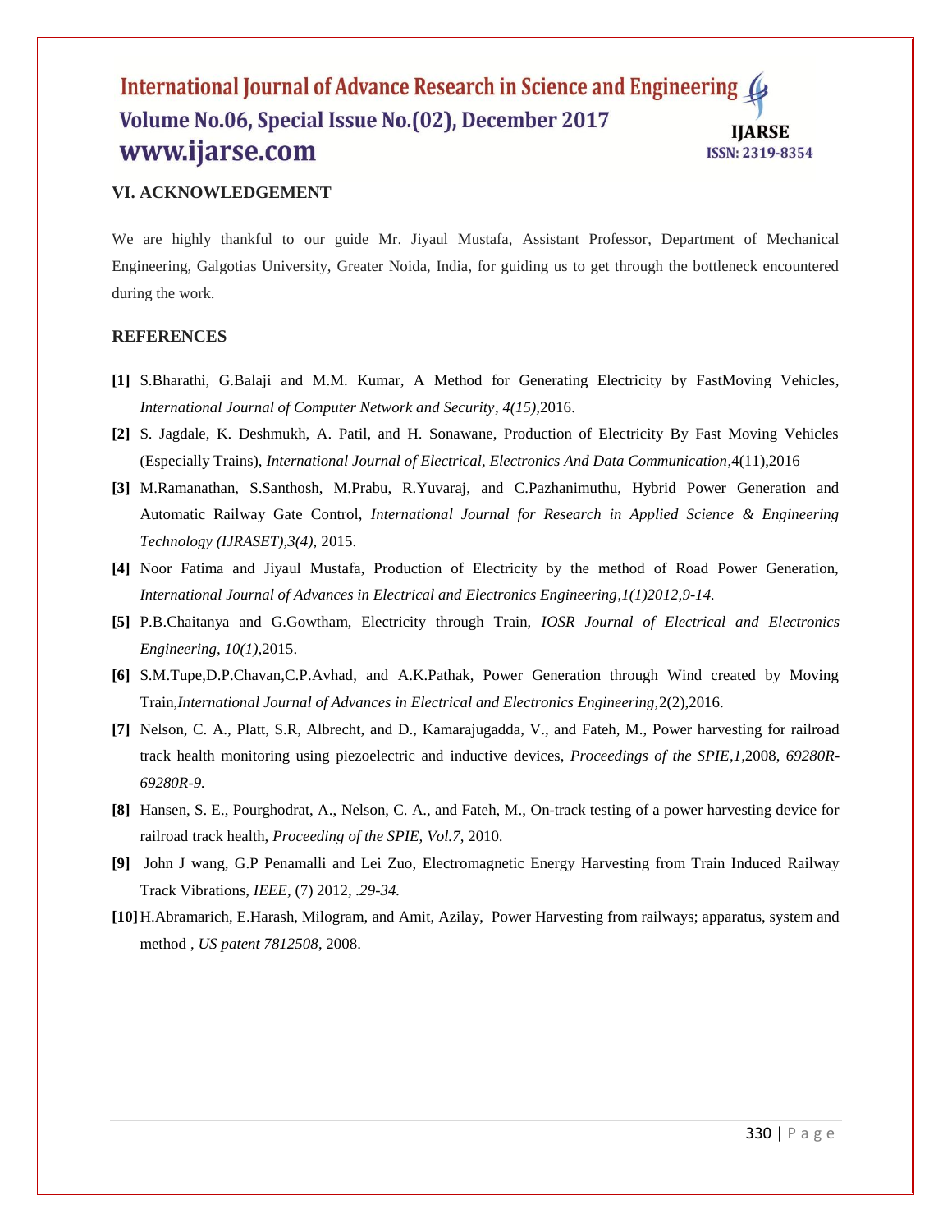## VI. ACKNOWLEDGEMENT

We are highly thankful to our guide Mr. Jiyaul Mustafa, Assistant Professor, Department of Mechanical Engineering, Galgotias University, Greater Noida, India, for guiding us to get through the bottleneck encountered during the work.

## REFERENCES

**[1]** S.Bharathi, G.Balaji and M.M. Kumar, A Method for Generating Electricity by FastMoving Vehicles, *International Journal of Computer Network and Security*, *4(15)*,2016.

**[2]** S. Jagdale, K. Deshmukh, A. Patil, and H. Sonawane, Production of Electricity By Fast Moving Vehicles (Especially Trains), *International Journal of Electrical, Electronics And Data Communication*,4(11),2016

**[3]** M.Ramanathan, S.Santhosh, M.Prabu, R.Yuvaraj, and C.Pazhanimuthu, Hybrid Power Generation and Automatic Railway Gate Control, *International Journal for Research in Applied Science & Engineering Technology (IJRASET),3(4),* 2015.

**[4]** Noor Fatima and Jiyaul Mustafa, Production of Electricity by the method of Road Power Generation, *International Journal of Advances in Electrical and Electronics Engineering,1(1)2012,9-14.*

**[5]** P.B.Chaitanya and G.Gowtham, Electricity through Train, *IOSR Journal of Electrical and Electronics Engineering, 10(1),*2015.

**[6]** S.M.Tupe,D.P.Chavan,C.P.Avhad, and A.K.Pathak, Power Generation through Wind created by Moving Train,*International Journal of Advances in Electrical and Electronics Engineering*,2(2),2016.

**[7]** Nelson, C. A., Platt, S.R, Albrecht, and D., Kamarajugadda, V., and Fateh, M., Power harvesting for railroad track health monitoring using piezoelectric and inductive devices, *Proceedings of the SPIE,1,*2008, *69280R-69280R-9.*

**[8]** Hansen, S. E., Pourghodrat, A., Nelson, C. A., and Fateh, M., On-track testing of a power harvesting device for railroad track health, *Proceeding of the SPIE, Vol.7*, 2010.

**[9]** John J wang, G.P Penamalli and Lei Zuo, Electromagnetic Energy Harvesting from Train Induced Railway Track Vibrations, *IEEE*, (7) 2012, *.29-34.*

**[10]** H.Abramarich, E.Harash, Milogram, and Amit, Azilay, Power Harvesting from railways; apparatus, system and method , *US patent 7812508*, 2008.